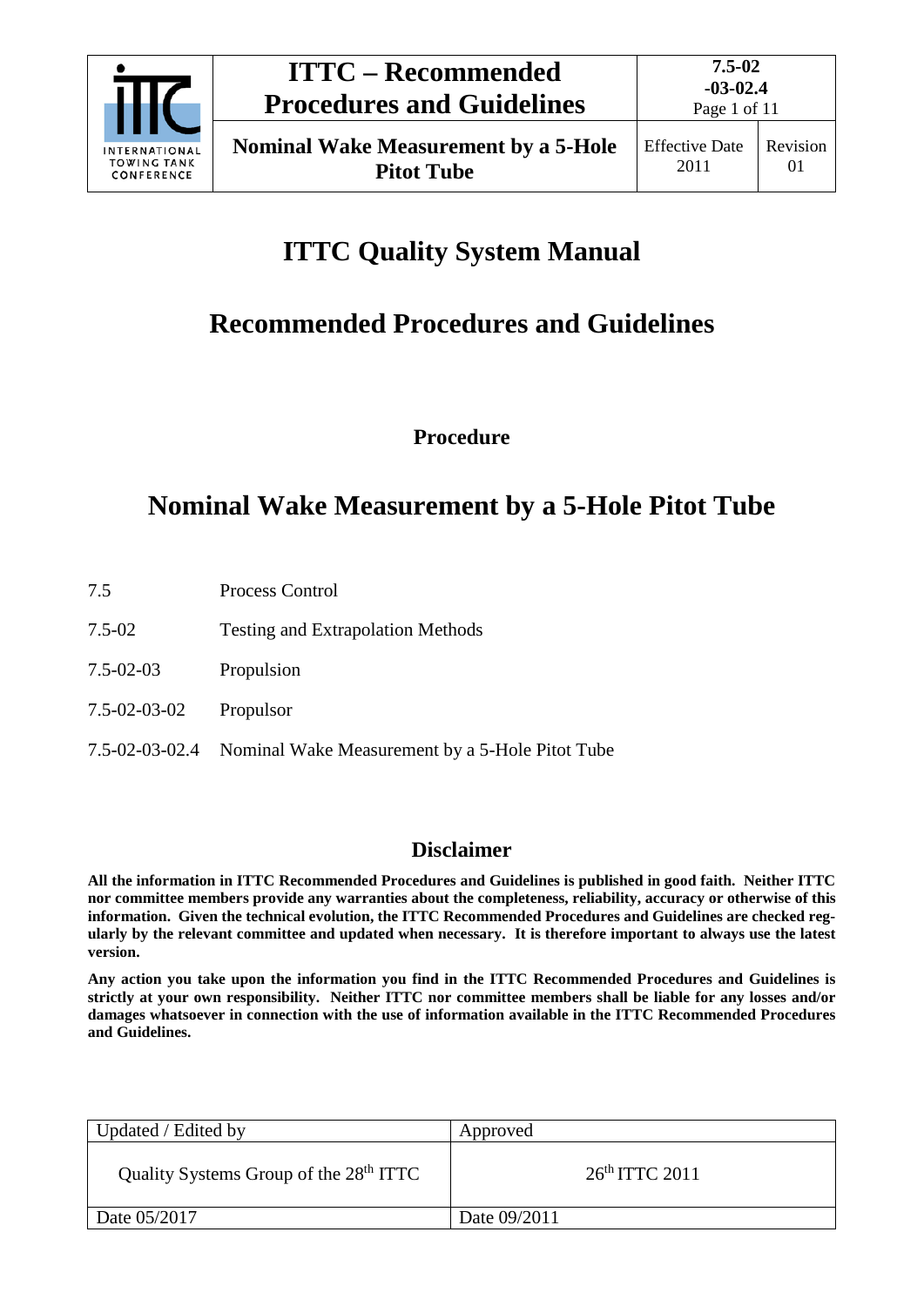# ITTC Quality System Manual

## Recommended Procedures and Guidelines

### Procedure

## Nominal Wake Measurement by a 5-Hole Pitot Tube

| | |
|---|---|
| 7.5 | Process Control |
| 7.5-02 | Testing and Extrapolation Methods |
| 7.5-02-03 | Propulsion |
| 7.5-02-03-02 | Propulsor |
| 7.5-02-03-02.4 | Nominal Wake Measurement by a 5-Hole Pitot Tube |

### Disclaimer

**All the information in ITTC Recommended Procedures and Guidelines is published in good faith. Neither ITTC nor committee members provide any warranties about the completeness, reliability, accuracy or otherwise of this information. Given the technical evolution, the ITTC Recommended Procedures and Guidelines are checked regularly by the relevant committee and updated when necessary. It is therefore important to always use the latest version.**

**Any action you take upon the information you find in the ITTC Recommended Procedures and Guidelines is strictly at your own responsibility. Neither ITTC nor committee members shall be liable for any losses and/or damages whatsoever in connection with the use of information available in the ITTC Recommended Procedures and Guidelines.**

| Updated / Edited by | Approved |
|---|---|
| Quality Systems Group of the 28th ITTC | 26th ITTC 2011 |
| Date 05/2017 | Date 09/2011 |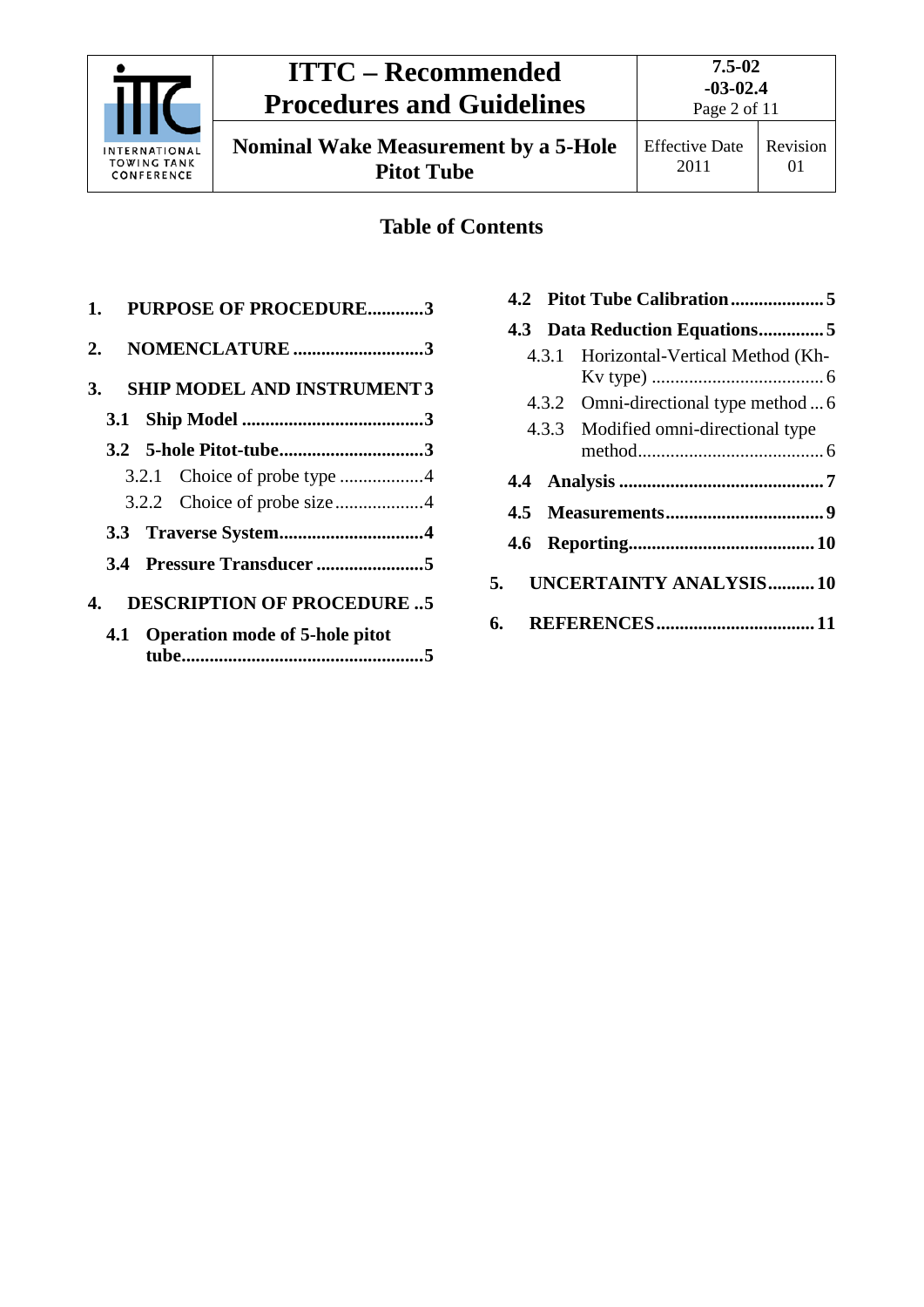## Table of Contents

1. PURPOSE OF PROCEDURE............3
2. NOMENCLATURE ............................3
3. SHIP MODEL AND INSTRUMENT 3
   - 3.1 Ship Model .......................................3
   - 3.2 5-hole Pitot-tube...............................3
     - 3.2.1 Choice of probe type ..................4
     - 3.2.2 Choice of probe size ...................4
   - 3.3 Traverse System...............................4
   - 3.4 Pressure Transducer .......................5
4. DESCRIPTION OF PROCEDURE ..5
   - 4.1 Operation mode of 5-hole pitot tube....................................................5
   - 4.2 Pitot Tube Calibration....................5
   - 4.3 Data Reduction Equations..............5
     - 4.3.1 Horizontal-Vertical Method (Kh-Kv type) .....................................6
     - 4.3.2 Omni-directional type method ... 6
     - 4.3.3 Modified omni-directional type method........................................6
   - 4.4 Analysis ............................................7
   - 4.5 Measurements..................................9
   - 4.6 Reporting........................................10
5. UNCERTAINTY ANALYSIS..........10
6. REFERENCES..................................11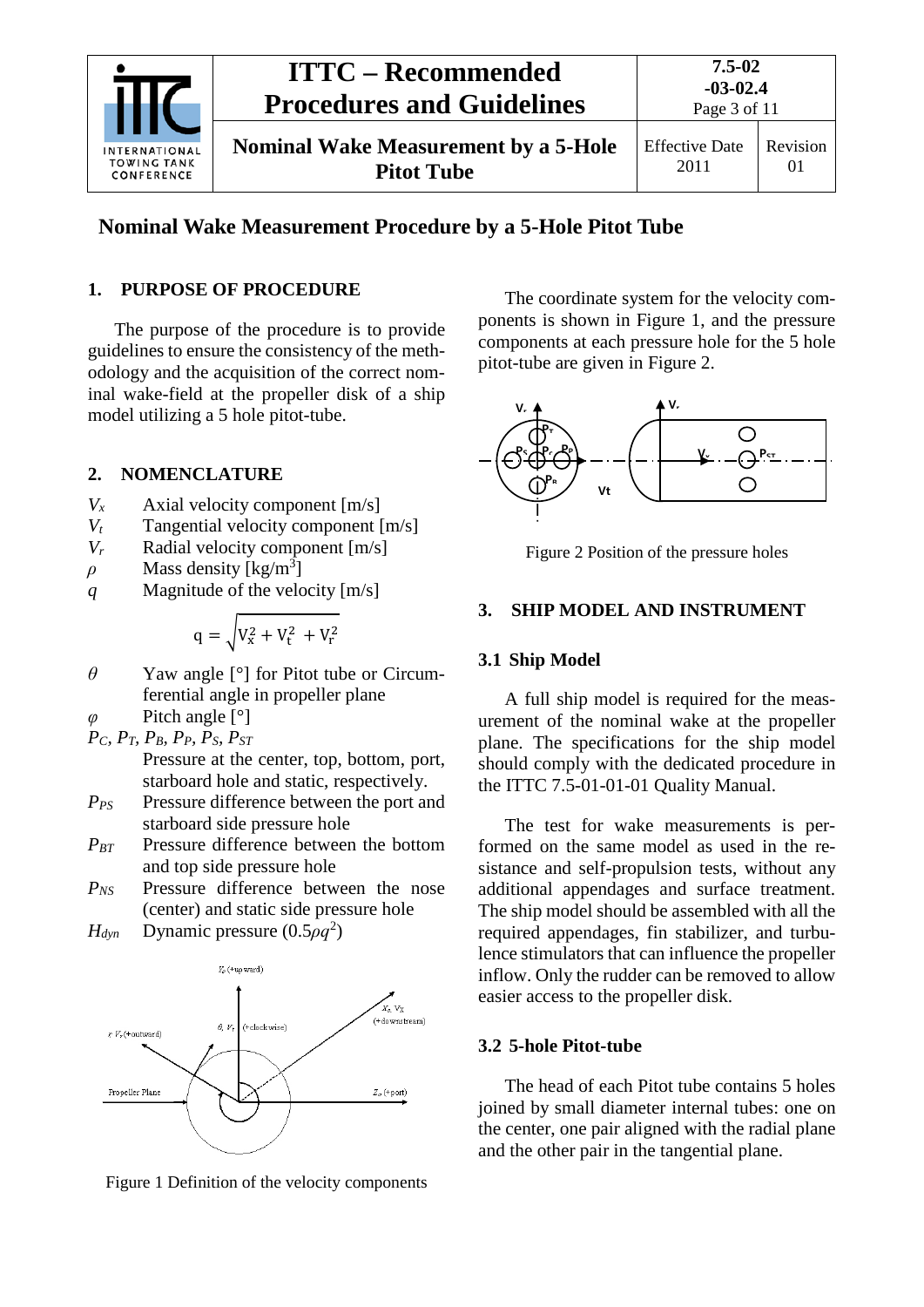# Nominal Wake Measurement Procedure by a 5-Hole Pitot Tube

## 1. PURPOSE OF PROCEDURE

The purpose of the procedure is to provide guidelines to ensure the consistency of the methodology and the acquisition of the correct nominal wake-field at the propeller disk of a ship model utilizing a 5 hole pitot-tube.

## 2. NOMENCLATURE

- $V_x$ — Axial velocity component [m/s]
- $V_t$ — Tangential velocity component [m/s]
- $V_r$ — Radial velocity component [m/s]
- $\rho$ — Mass density [kg/m$^3$]
- $q$ — Magnitude of the velocity [m/s]

$$q = \sqrt{V_x^2 + V_t^2 + V_r^2}$$

- $\theta$ — Yaw angle [°] for Pitot tube or Circumferential angle in propeller plane
- $\varphi$ — Pitch angle [°]
- $P_C$, $P_T$, $P_B$, $P_P$, $P_S$, $P_{ST}$ — Pressure at the center, top, bottom, port, starboard hole and static, respectively.
- $P_{PS}$ — Pressure difference between the port and starboard side pressure hole
- $P_{BT}$ — Pressure difference between the bottom and top side pressure hole
- $P_{NS}$ — Pressure difference between the nose (center) and static side pressure hole
- $H_{dyn}$ — Dynamic pressure ($0.5\rho q^2$)

Figure 1 Definition of the velocity components

The coordinate system for the velocity components is shown in Figure 1, and the pressure components at each pressure hole for the 5 hole pitot-tube are given in Figure 2.

Figure 2 Position of the pressure holes

## 3. SHIP MODEL AND INSTRUMENT

### 3.1 Ship Model

A full ship model is required for the measurement of the nominal wake at the propeller plane. The specifications for the ship model should comply with the dedicated procedure in the ITTC 7.5-01-01-01 Quality Manual.

The test for wake measurements is performed on the same model as used in the resistance and self-propulsion tests, without any additional appendages and surface treatment. The ship model should be assembled with all the required appendages, fin stabilizer, and turbulence stimulators that can influence the propeller inflow. Only the rudder can be removed to allow easier access to the propeller disk.

### 3.2 5-hole Pitot-tube

The head of each Pitot tube contains 5 holes joined by small diameter internal tubes: one on the center, one pair aligned with the radial plane and the other pair in the tangential plane.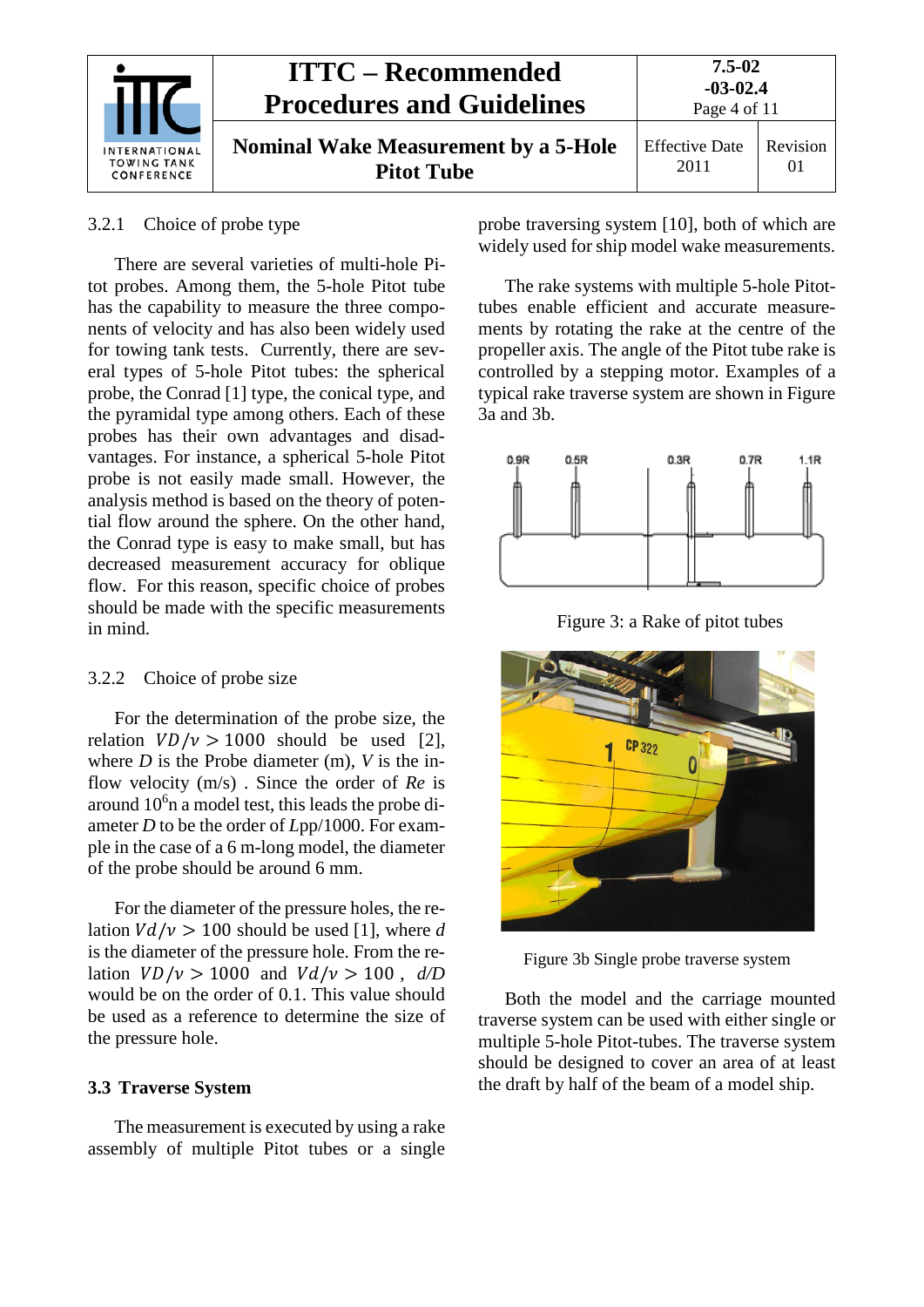### 3.2.1 Choice of probe type

There are several varieties of multi-hole Pitot probes. Among them, the 5-hole Pitot tube has the capability to measure the three components of velocity and has also been widely used for towing tank tests. Currently, there are several types of 5-hole Pitot tubes: the spherical probe, the Conrad [1] type, the conical type, and the pyramidal type among others. Each of these probes has their own advantages and disadvantages. For instance, a spherical 5-hole Pitot probe is not easily made small. However, the analysis method is based on the theory of potential flow around the sphere. On the other hand, the Conrad type is easy to make small, but has decreased measurement accuracy for oblique flow. For this reason, specific choice of probes should be made with the specific measurements in mind.

### 3.2.2 Choice of probe size

For the determination of the probe size, the relation $VD/\nu > 1000$ should be used [2], where $D$ is the Probe diameter (m), $V$ is the inflow velocity (m/s) . Since the order of *Re* is around $10^6$n a model test, this leads the probe diameter $D$ to be the order of $L$pp/1000. For example in the case of a 6 m-long model, the diameter of the probe should be around 6 mm.

For the diameter of the pressure holes, the relation $Vd/\nu > 100$ should be used [1], where $d$ is the diameter of the pressure hole. From the relation $VD/\nu > 1000$ and $Vd/\nu > 100$ , $d/D$ would be on the order of 0.1. This value should be used as a reference to determine the size of the pressure hole.

## 3.3 Traverse System

The measurement is executed by using a rake assembly of multiple Pitot tubes or a single probe traversing system [10], both of which are widely used for ship model wake measurements.

The rake systems with multiple 5-hole Pitot-tubes enable efficient and accurate measurements by rotating the rake at the centre of the propeller axis. The angle of the Pitot tube rake is controlled by a stepping motor. Examples of a typical rake traverse system are shown in Figure 3a and 3b.

Figure 3: a Rake of pitot tubes

Figure 3b Single probe traverse system

Both the model and the carriage mounted traverse system can be used with either single or multiple 5-hole Pitot-tubes. The traverse system should be designed to cover an area of at least the draft by half of the beam of a model ship.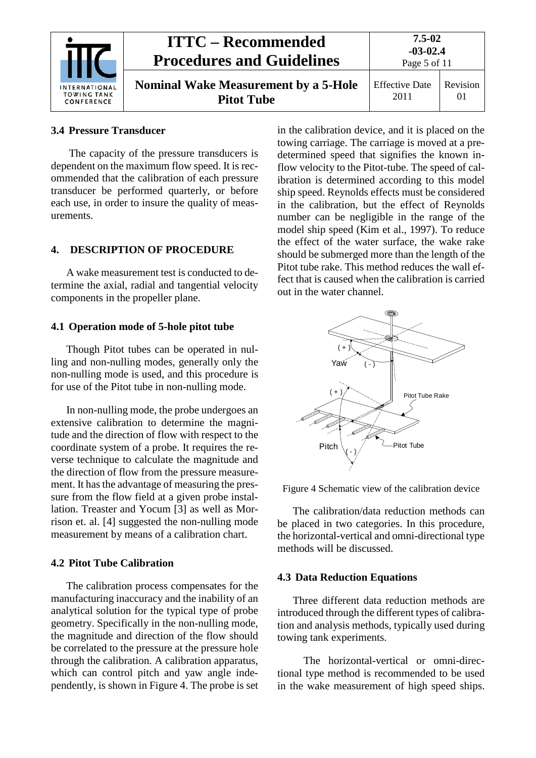## 3.4 Pressure Transducer

The capacity of the pressure transducers is dependent on the maximum flow speed. It is recommended that the calibration of each pressure transducer be performed quarterly, or before each use, in order to insure the quality of measurements.

# 4. DESCRIPTION OF PROCEDURE

A wake measurement test is conducted to determine the axial, radial and tangential velocity components in the propeller plane.

## 4.1 Operation mode of 5-hole pitot tube

Though Pitot tubes can be operated in nulling and non-nulling modes, generally only the non-nulling mode is used, and this procedure is for use of the Pitot tube in non-nulling mode.

In non-nulling mode, the probe undergoes an extensive calibration to determine the magnitude and the direction of flow with respect to the coordinate system of a probe. It requires the reverse technique to calculate the magnitude and the direction of flow from the pressure measurement. It has the advantage of measuring the pressure from the flow field at a given probe installation. Treaster and Yocum [3] as well as Morrison et. al. [4] suggested the non-nulling mode measurement by means of a calibration chart.

## 4.2 Pitot Tube Calibration

The calibration process compensates for the manufacturing inaccuracy and the inability of an analytical solution for the typical type of probe geometry. Specifically in the non-nulling mode, the magnitude and direction of the flow should be correlated to the pressure at the pressure hole through the calibration. A calibration apparatus, which can control pitch and yaw angle independently, is shown in Figure 4. The probe is set in the calibration device, and it is placed on the towing carriage. The carriage is moved at a predetermined speed that signifies the known inflow velocity to the Pitot-tube. The speed of calibration is determined according to this model ship speed. Reynolds effects must be considered in the calibration, but the effect of Reynolds number can be negligible in the range of the model ship speed (Kim et al., 1997). To reduce the effect of the water surface, the wake rake should be submerged more than the length of the Pitot tube rake. This method reduces the wall effect that is caused when the calibration is carried out in the water channel.

Figure 4 Schematic view of the calibration device

The calibration/data reduction methods can be placed in two categories. In this procedure, the horizontal-vertical and omni-directional type methods will be discussed.

## 4.3 Data Reduction Equations

Three different data reduction methods are introduced through the different types of calibration and analysis methods, typically used during towing tank experiments.

The horizontal-vertical or omni-directional type method is recommended to be used in the wake measurement of high speed ships.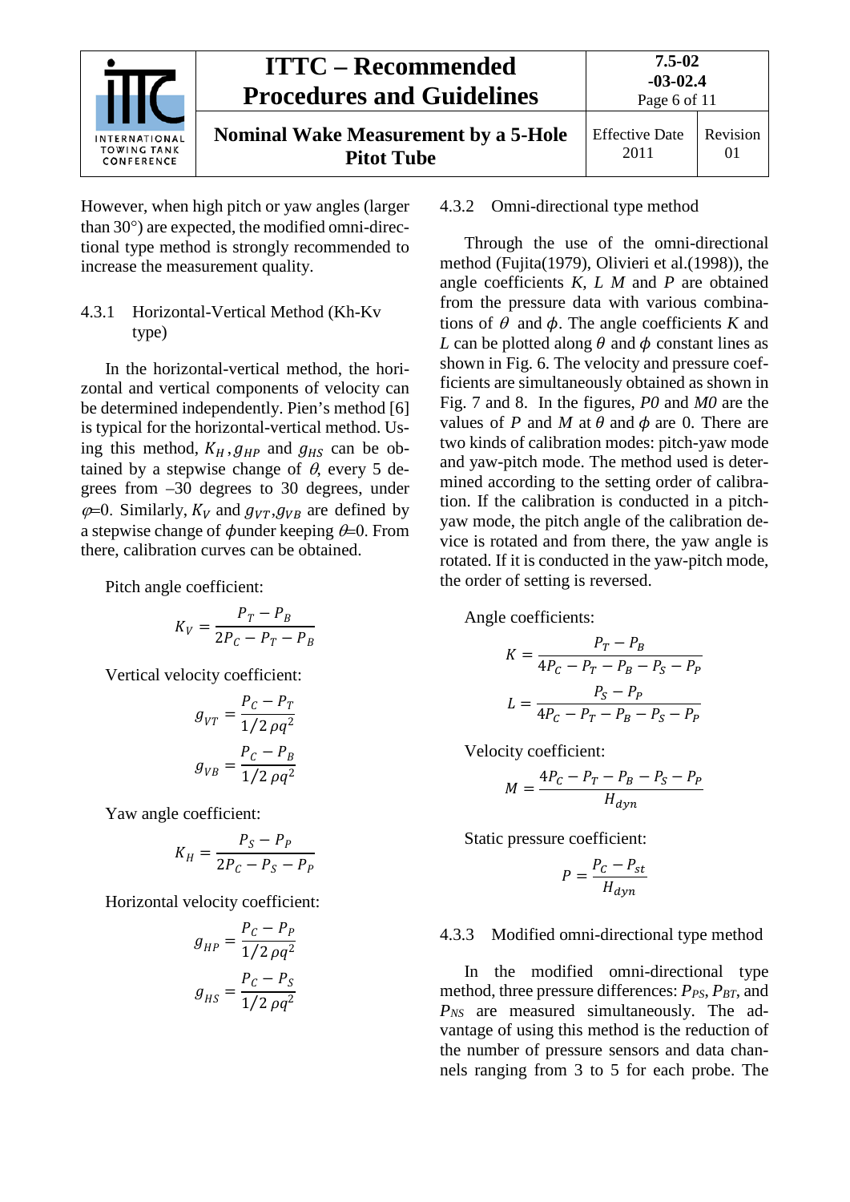However, when high pitch or yaw angles (larger than 30°) are expected, the modified omni-directional type method is strongly recommended to increase the measurement quality.

### 4.3.1 Horizontal-Vertical Method (Kh-Kv type)

In the horizontal-vertical method, the horizontal and vertical components of velocity can be determined independently. Pien's method [6] is typical for the horizontal-vertical method. Using this method, $K_H$, $g_{HP}$ and $g_{HS}$ can be obtained by a stepwise change of $\theta$, every 5 degrees from –30 degrees to 30 degrees, under $\varphi$=0. Similarly, $K_V$ and $g_{VT}$, $g_{VB}$ are defined by a stepwise change of $\phi$ under keeping $\theta$=0. From there, calibration curves can be obtained.

Pitch angle coefficient:

$$K_V = \frac{P_T - P_B}{2P_C - P_T - P_B}$$

Vertical velocity coefficient:

$$g_{VT} = \frac{P_C - P_T}{1/2\,\rho q^2}$$

$$g_{VB} = \frac{P_C - P_B}{1/2\,\rho q^2}$$

Yaw angle coefficient:

$$K_H = \frac{P_S - P_P}{2P_C - P_S - P_P}$$

Horizontal velocity coefficient:

$$g_{HP} = \frac{P_C - P_P}{1/2\,\rho q^2}$$

$$g_{HS} = \frac{P_C - P_S}{1/2\,\rho q^2}$$

### 4.3.2 Omni-directional type method

Through the use of the omni-directional method (Fujita(1979), Olivieri et al.(1998)), the angle coefficients *K*, *L* *M* and *P* are obtained from the pressure data with various combinations of $\theta$ and $\phi$. The angle coefficients *K* and *L* can be plotted along $\theta$ and $\phi$ constant lines as shown in Fig. 6. The velocity and pressure coefficients are simultaneously obtained as shown in Fig. 7 and 8. In the figures, *P0* and *M0* are the values of *P* and *M* at $\theta$ and $\phi$ are 0. There are two kinds of calibration modes: pitch-yaw mode and yaw-pitch mode. The method used is determined according to the setting order of calibration. If the calibration is conducted in a pitch-yaw mode, the pitch angle of the calibration device is rotated and from there, the yaw angle is rotated. If it is conducted in the yaw-pitch mode, the order of setting is reversed.

Angle coefficients:

$$K = \frac{P_T - P_B}{4P_C - P_T - P_B - P_S - P_P}$$

$$L = \frac{P_S - P_P}{4P_C - P_T - P_B - P_S - P_P}$$

Velocity coefficient:

$$M = \frac{4P_C - P_T - P_B - P_S - P_P}{H_{dyn}}$$

Static pressure coefficient:

$$P = \frac{P_C - P_{st}}{H_{dyn}}$$

### 4.3.3 Modified omni-directional type method

In the modified omni-directional type method, three pressure differences: $P_{PS}$, $P_{BT}$, and $P_{NS}$ are measured simultaneously. The advantage of using this method is the reduction of the number of pressure sensors and data channels ranging from 3 to 5 for each probe. The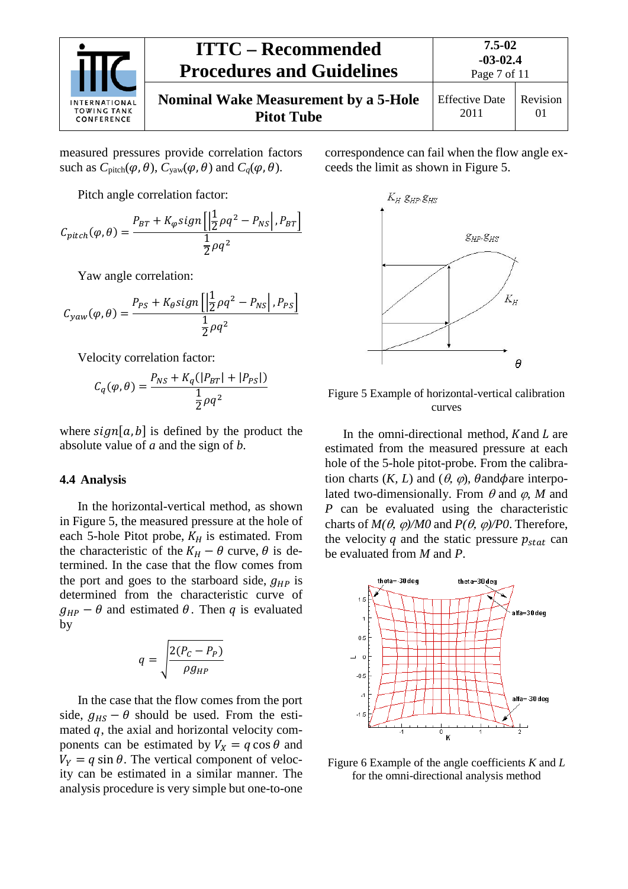measured pressures provide correlation factors such as $C_{\text{pitch}}(\varphi,\theta)$, $C_{\text{yaw}}(\varphi,\theta)$ and $C_q(\varphi,\theta)$.

Pitch angle correlation factor:

$$C_{pitch}(\varphi,\theta) = \frac{P_{BT} + K_{\varphi} sign\left[\left|\frac{1}{2}\rho q^2 - P_{NS}\right|, P_{BT}\right]}{\frac{1}{2}\rho q^2}$$

Yaw angle correlation:

$$C_{yaw}(\varphi,\theta) = \frac{P_{PS} + K_{\theta} sign\left[\left|\frac{1}{2}\rho q^2 - P_{NS}\right|, P_{PS}\right]}{\frac{1}{2}\rho q^2}$$

Velocity correlation factor:

$$C_q(\varphi,\theta) = \frac{P_{NS} + K_q(|P_{BT}| + |P_{PS}|)}{\frac{1}{2}\rho q^2}$$

where $sign[a,b]$ is defined by the product the absolute value of $a$ and the sign of $b$.

## 4.4 Analysis

In the horizontal-vertical method, as shown in Figure 5, the measured pressure at the hole of each 5-hole Pitot probe, $K_H$ is estimated. From the characteristic of the $K_H - \theta$ curve, $\theta$ is determined. In the case that the flow comes from the port and goes to the starboard side, $g_{HP}$ is determined from the characteristic curve of $g_{HP} - \theta$ and estimated $\theta$. Then $q$ is evaluated by

$$q = \sqrt{\frac{2(P_C - P_P)}{\rho g_{HP}}}$$

In the case that the flow comes from the port side, $g_{HS} - \theta$ should be used. From the estimated $q$, the axial and horizontal velocity components can be estimated by $V_X = q\cos\theta$ and $V_Y = q\sin\theta$. The vertical component of velocity can be estimated in a similar manner. The analysis procedure is very simple but one-to-one correspondence can fail when the flow angle exceeds the limit as shown in Figure 5.

Figure 5 Example of horizontal-vertical calibration curves

In the omni-directional method, $K$ and $L$ are estimated from the measured pressure at each hole of the 5-hole pitot-probe. From the calibration charts ($K$, $L$) and ($\theta$, $\varphi$), $\theta$ and $\phi$ are interpolated two-dimensionally. From $\theta$ and $\varphi$, $M$ and $P$ can be evaluated using the characteristic charts of $M(\theta,\varphi)/M0$ and $P(\theta,\varphi)/P0$. Therefore, the velocity $q$ and the static pressure $p_{stat}$ can be evaluated from $M$ and $P$.

Figure 6 Example of the angle coefficients $K$ and $L$ for the omni-directional analysis method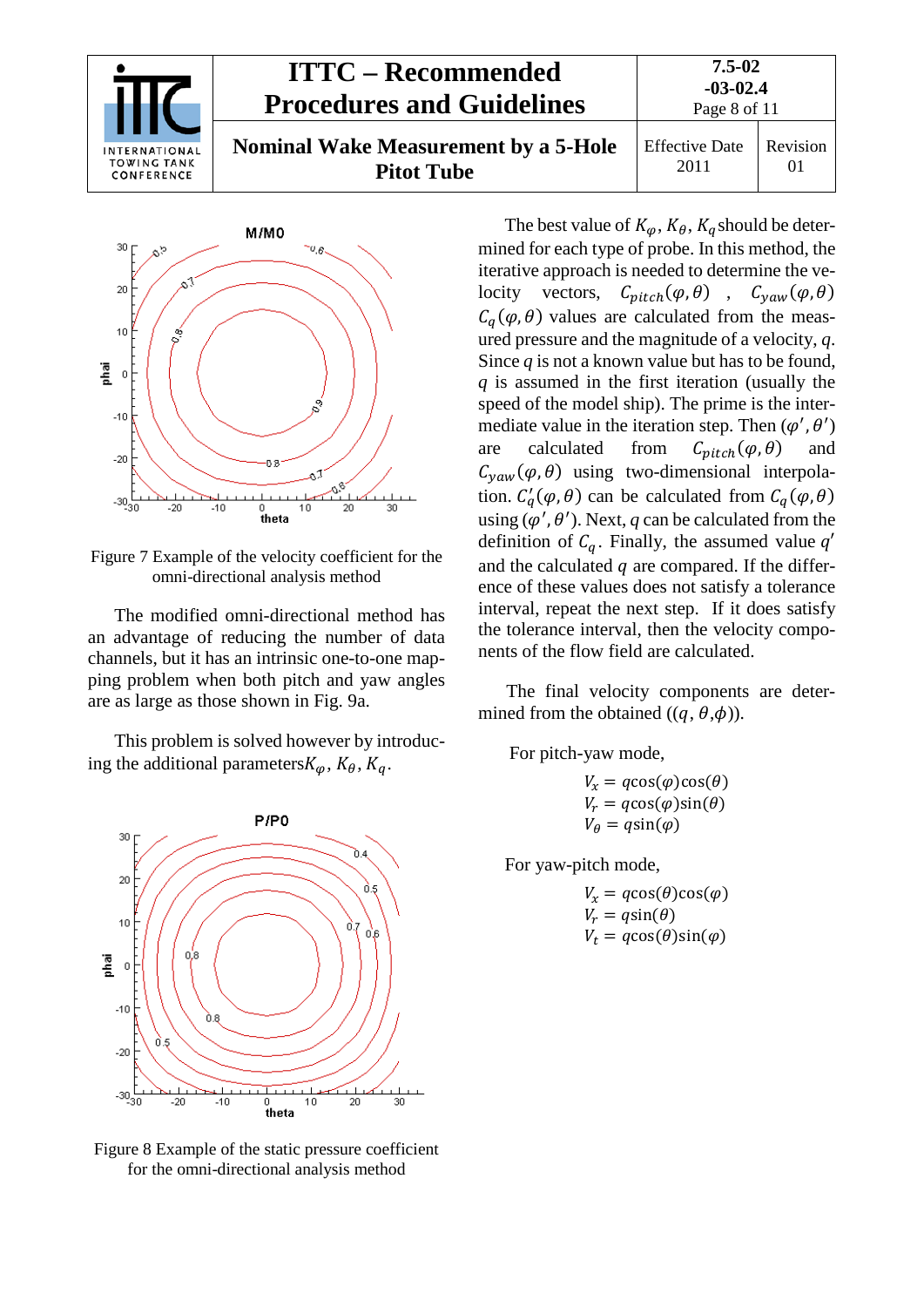Figure 7 Example of the velocity coefficient for the omni-directional analysis method

The modified omni-directional method has an advantage of reducing the number of data channels, but it has an intrinsic one-to-one mapping problem when both pitch and yaw angles are as large as those shown in Fig. 9a.

This problem is solved however by introducing the additional parameters $K_{\varphi}$, $K_{\theta}$, $K_q$.

Figure 8 Example of the static pressure coefficient for the omni-directional analysis method

The best value of $K_{\varphi}$, $K_{\theta}$, $K_q$ should be determined for each type of probe. In this method, the iterative approach is needed to determine the velocity vectors, $C_{pitch}(\varphi,\theta)$ , $C_{yaw}(\varphi,\theta)$ $C_q(\varphi,\theta)$ values are calculated from the measured pressure and the magnitude of a velocity, $q$. Since $q$ is not a known value but has to be found, $q$ is assumed in the first iteration (usually the speed of the model ship). The prime is the intermediate value in the iteration step. Then $(\varphi',\theta')$ are calculated from $C_{pitch}(\varphi,\theta)$ and $C_{yaw}(\varphi,\theta)$ using two-dimensional interpolation. $C_q'(\varphi,\theta)$ can be calculated from $C_q(\varphi,\theta)$ using $(\varphi',\theta')$. Next, $q$ can be calculated from the definition of $C_q$. Finally, the assumed value $q'$ and the calculated $q$ are compared. If the difference of these values does not satisfy a tolerance interval, repeat the next step. If it does satisfy the tolerance interval, then the velocity components of the flow field are calculated.

The final velocity components are determined from the obtained $((q, \theta, \phi))$.

For pitch-yaw mode,

$$V_x = q\cos(\varphi)\cos(\theta)$$
$$V_r = q\cos(\varphi)\sin(\theta)$$
$$V_\theta = q\sin(\varphi)$$

For yaw-pitch mode,

$$V_x = q\cos(\theta)\cos(\varphi)$$
$$V_r = q\sin(\theta)$$
$$V_t = q\cos(\theta)\sin(\varphi)$$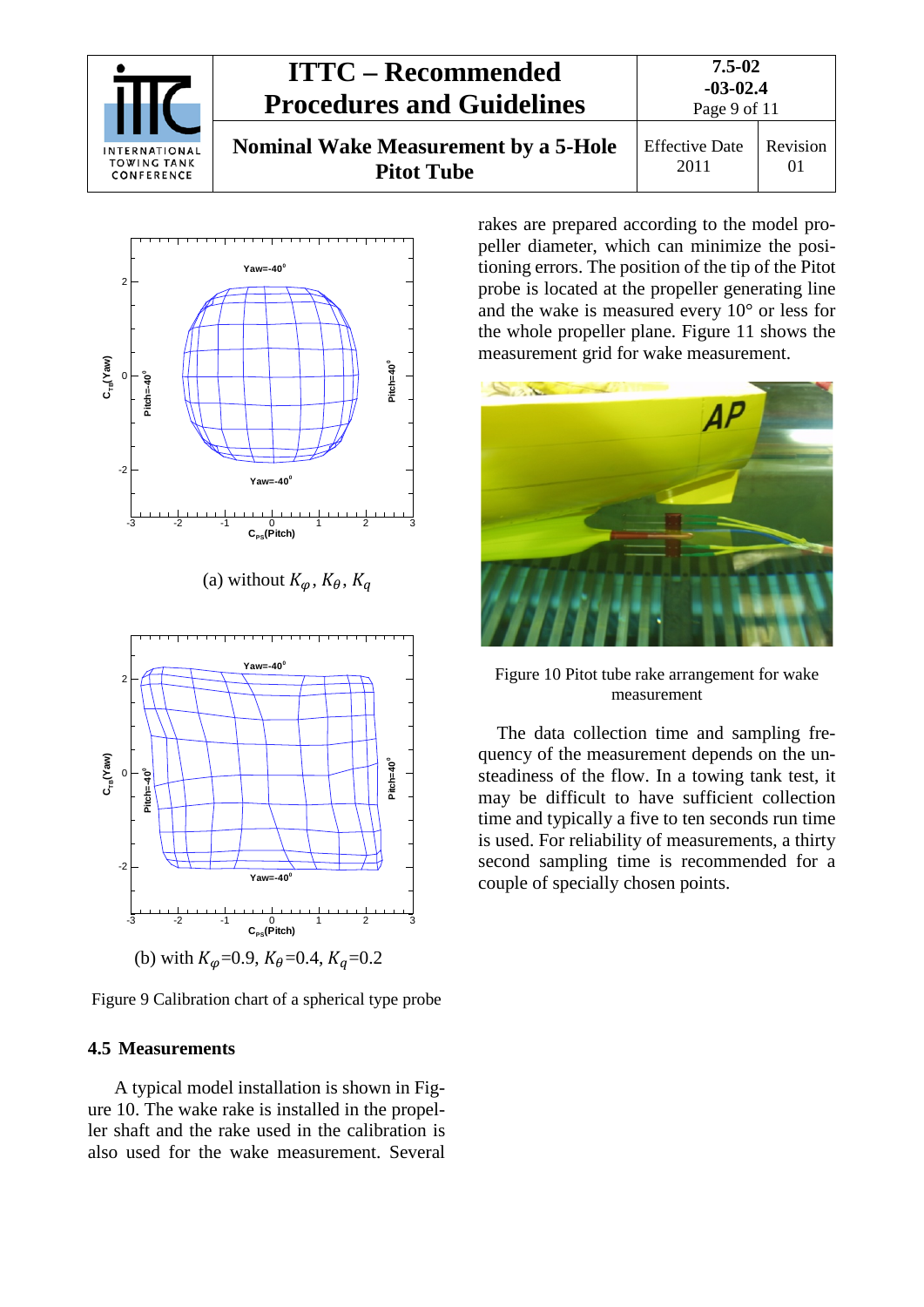(a) without $K_\varphi$, $K_\theta$, $K_q$

(b) with $K_\varphi$=0.9, $K_\theta$=0.4, $K_q$=0.2

Figure 9 Calibration chart of a spherical type probe

### 4.5 Measurements

A typical model installation is shown in Figure 10. The wake rake is installed in the propeller shaft and the rake used in the calibration is also used for the wake measurement. Several rakes are prepared according to the model propeller diameter, which can minimize the positioning errors. The position of the tip of the Pitot probe is located at the propeller generating line and the wake is measured every 10° or less for the whole propeller plane. Figure 11 shows the measurement grid for wake measurement.

Figure 10 Pitot tube rake arrangement for wake measurement

The data collection time and sampling frequency of the measurement depends on the unsteadiness of the flow. In a towing tank test, it may be difficult to have sufficient collection time and typically a five to ten seconds run time is used. For reliability of measurements, a thirty second sampling time is recommended for a couple of specially chosen points.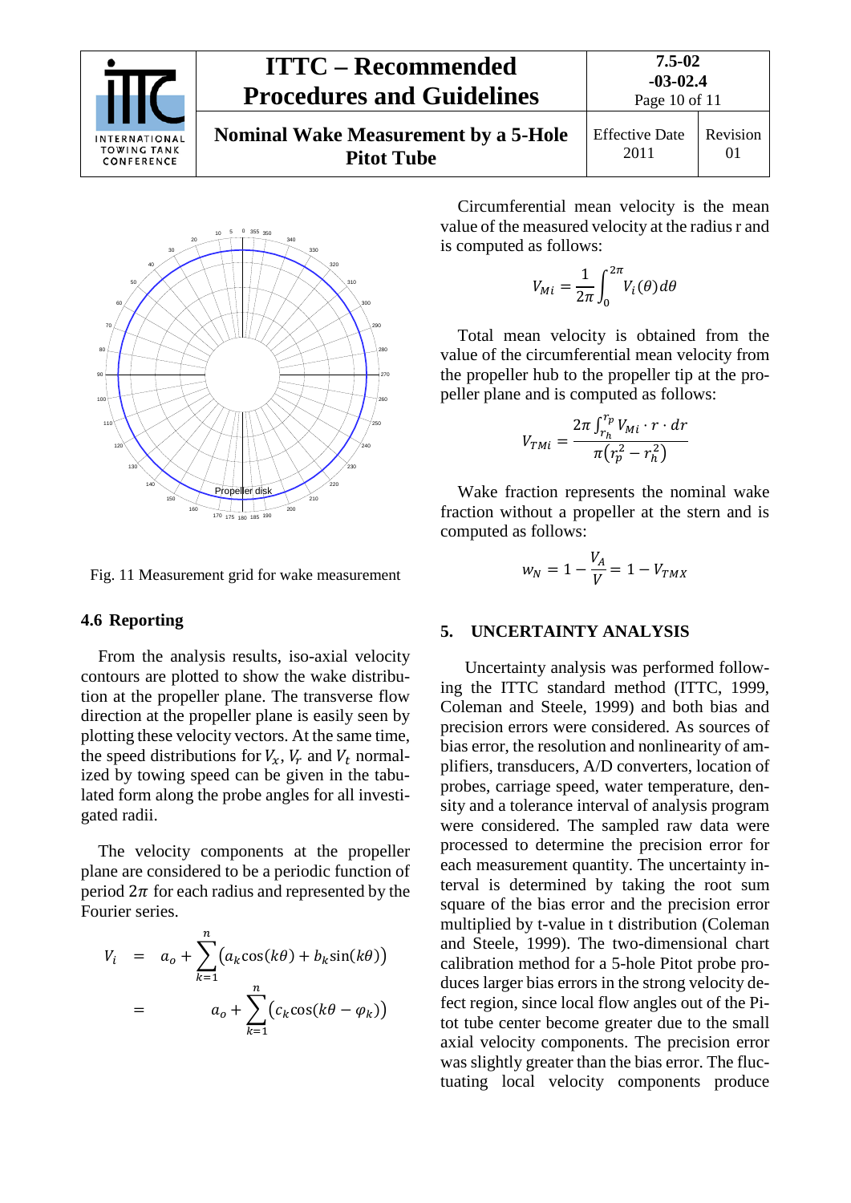Fig. 11 Measurement grid for wake measurement

### 4.6 Reporting

From the analysis results, iso-axial velocity contours are plotted to show the wake distribution at the propeller plane. The transverse flow direction at the propeller plane is easily seen by plotting these velocity vectors. At the same time, the speed distributions for $V_x$, $V_r$ and $V_t$ normalized by towing speed can be given in the tabulated form along the probe angles for all investigated radii.

The velocity components at the propeller plane are considered to be a periodic function of period $2\pi$ for each radius and represented by the Fourier series.

$$
\begin{aligned}
V_i &= a_o + \sum_{k=1}^{n} \left( a_k \cos(k\theta) + b_k \sin(k\theta) \right) \\
&= a_o + \sum_{k=1}^{n} \left( c_k \cos(k\theta - \varphi_k) \right)
\end{aligned}
$$

Circumferential mean velocity is the mean value of the measured velocity at the radius r and is computed as follows:

$$
V_{Mi} = \frac{1}{2\pi} \int_0^{2\pi} V_i(\theta) d\theta
$$

Total mean velocity is obtained from the value of the circumferential mean velocity from the propeller hub to the propeller tip at the propeller plane and is computed as follows:

$$
V_{TMi} = \frac{2\pi \int_{r_h}^{r_p} V_{Mi} \cdot r \cdot dr}{\pi \left( r_p^2 - r_h^2 \right)}
$$

Wake fraction represents the nominal wake fraction without a propeller at the stern and is computed as follows:

$$
w_N = 1 - \frac{V_A}{V} = 1 - V_{TMX}
$$

## 5. UNCERTAINTY ANALYSIS

Uncertainty analysis was performed following the ITTC standard method (ITTC, 1999, Coleman and Steele, 1999) and both bias and precision errors were considered. As sources of bias error, the resolution and nonlinearity of amplifiers, transducers, A/D converters, location of probes, carriage speed, water temperature, density and a tolerance interval of analysis program were considered. The sampled raw data were processed to determine the precision error for each measurement quantity. The uncertainty interval is determined by taking the root sum square of the bias error and the precision error multiplied by t-value in t distribution (Coleman and Steele, 1999). The two-dimensional chart calibration method for a 5-hole Pitot probe produces larger bias errors in the strong velocity defect region, since local flow angles out of the Pitot tube center become greater due to the small axial velocity components. The precision error was slightly greater than the bias error. The fluctuating local velocity components produce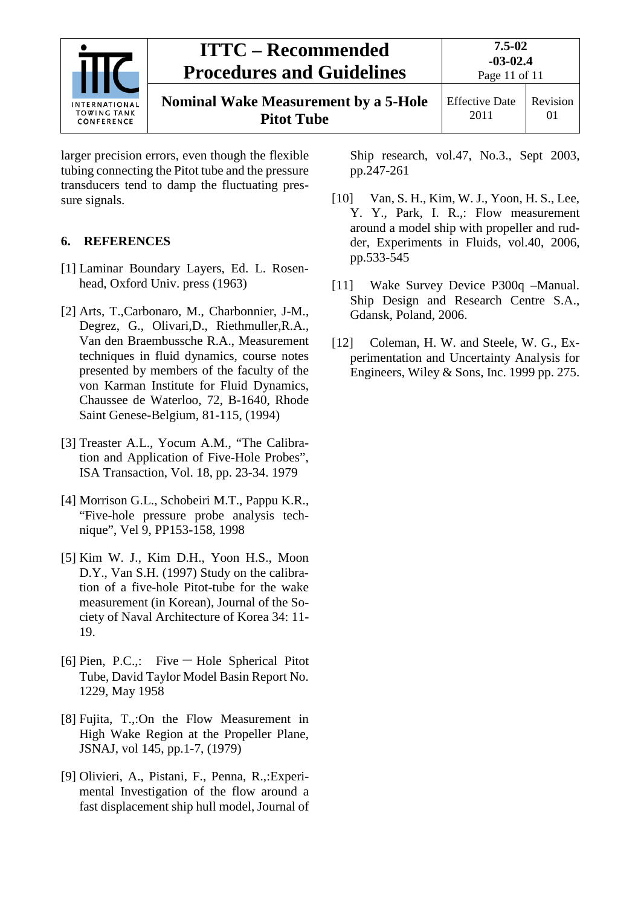larger precision errors, even though the flexible tubing connecting the Pitot tube and the pressure transducers tend to damp the fluctuating pressure signals.

## 6. REFERENCES

[1] Laminar Boundary Layers, Ed. L. Rosenhead, Oxford Univ. press (1963)

[2] Arts, T.,Carbonaro, M., Charbonnier, J-M., Degrez, G., Olivari,D., Riethmuller,R.A., Van den Braembussche R.A., Measurement techniques in fluid dynamics, course notes presented by members of the faculty of the von Karman Institute for Fluid Dynamics, Chaussee de Waterloo, 72, B-1640, Rhode Saint Genese-Belgium, 81-115, (1994)

[3] Treaster A.L., Yocum A.M., "The Calibration and Application of Five-Hole Probes", ISA Transaction, Vol. 18, pp. 23-34. 1979

[4] Morrison G.L., Schobeiri M.T., Pappu K.R., "Five-hole pressure probe analysis technique", Vel 9, PP153-158, 1998

[5] Kim W. J., Kim D.H., Yoon H.S., Moon D.Y., Van S.H. (1997) Study on the calibration of a five-hole Pitot-tube for the wake measurement (in Korean), Journal of the Society of Naval Architecture of Korea 34: 11-19.

[6] Pien, P.C.,: Five－Hole Spherical Pitot Tube, David Taylor Model Basin Report No. 1229, May 1958

[8] Fujita, T.,:On the Flow Measurement in High Wake Region at the Propeller Plane, JSNAJ, vol 145, pp.1-7, (1979)

[9] Olivieri, A., Pistani, F., Penna, R.,:Experimental Investigation of the flow around a fast displacement ship hull model, Journal of Ship research, vol.47, No.3., Sept 2003, pp.247-261

[10] Van, S. H., Kim, W. J., Yoon, H. S., Lee, Y. Y., Park, I. R.,: Flow measurement around a model ship with propeller and rudder, Experiments in Fluids, vol.40, 2006, pp.533-545

[11] Wake Survey Device P300q –Manual. Ship Design and Research Centre S.A., Gdansk, Poland, 2006.

[12] Coleman, H. W. and Steele, W. G., Experimentation and Uncertainty Analysis for Engineers, Wiley & Sons, Inc. 1999 pp. 275.